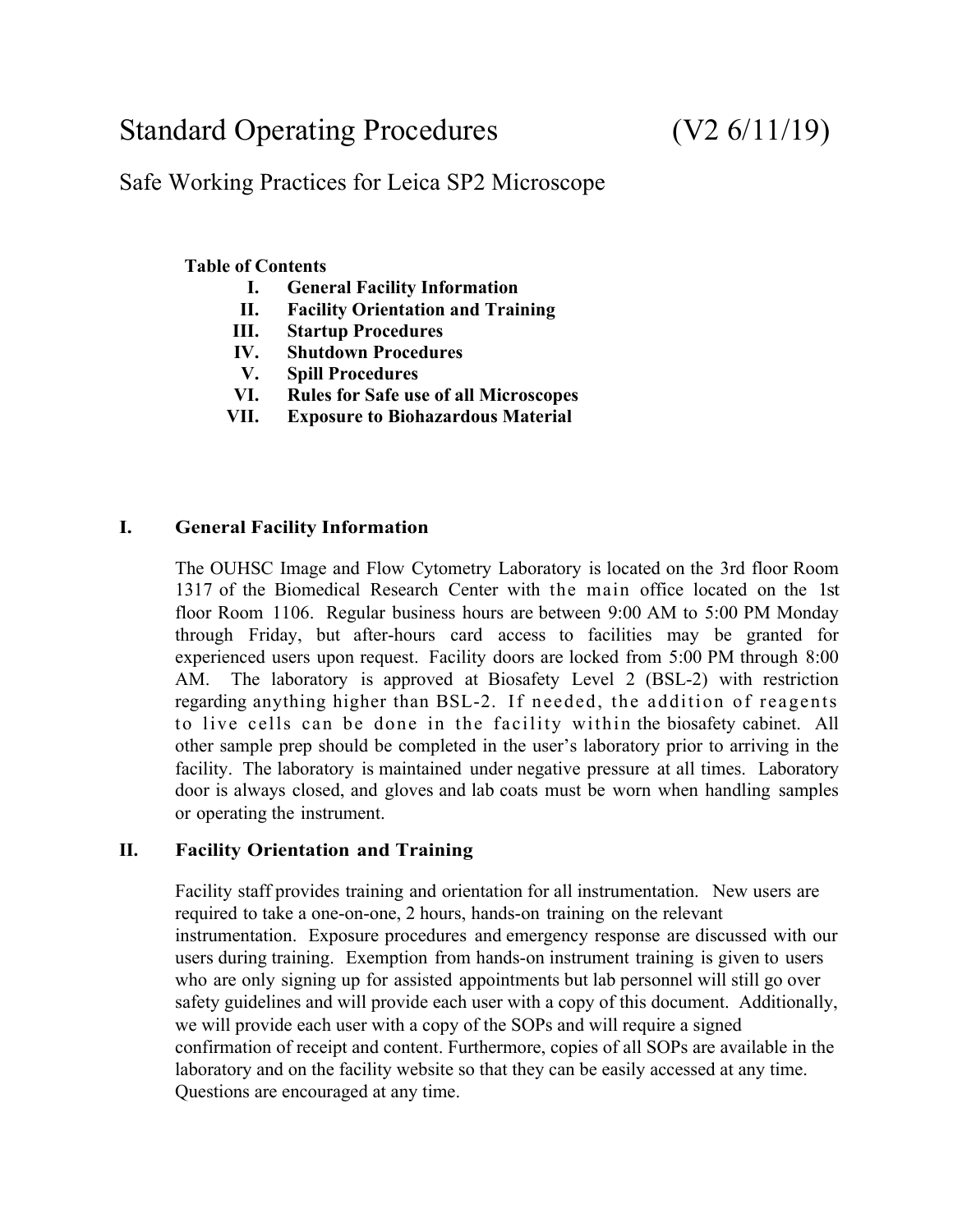# Standard Operating Procedures (V2 6/11/19)

## Safe Working Practices for Leica SP2 Microscope

**Table of Contents**

- **I. General Facility Information**
- **II. Facility Orientation and Training**
- **III. Startup Procedures**
- **IV. Shutdown Procedures**
- **V. Spill Procedures**
- **VI. Rules for Safe use of all Microscopes**
- **VII. Exposure to Biohazardous Material**

### I. General Facility Information

The OUHSC Image and Flow Cytometry Laboratory is located on the 3rd floor Room 1317 of the Biomedical Research Center with the main office located on the 1st floor Room 1106. Regular business hours are between 9:00 AM to 5:00 PM Monday through Friday, but after-hours card access to facilities may be granted for experienced users upon request. Facility doors are locked from 5:00 PM through 8:00 AM. The laboratory is approved at Biosafety Level 2 (BSL-2) with restriction regarding anything higher than BSL-2. If needed, the addition of reagents to live cells can be done in the facility within the biosafety cabinet. All other sample prep should be completed in the user's laboratory prior to arriving in the facility. The laboratory is maintained under negative pressure at all times. Laboratory door is always closed, and gloves and lab coats must be worn when handling samples or operating the instrument.

### II. Facility Orientation and Training

Facility staff provides training and orientation for all instrumentation. New users are required to take a one-on-one, 2 hours, hands-on training on the relevant instrumentation. Exposure procedures and emergency response are discussed with our users during training. Exemption from hands-on instrument training is given to users who are only signing up for assisted appointments but lab personnel will still go over safety guidelines and will provide each user with a copy of this document. Additionally, we will provide each user with a copy of the SOPs and will require a signed confirmation of receipt and content. Furthermore, copies of all SOPs are available in the laboratory and on the facility website so that they can be easily accessed at any time. Questions are encouraged at any time.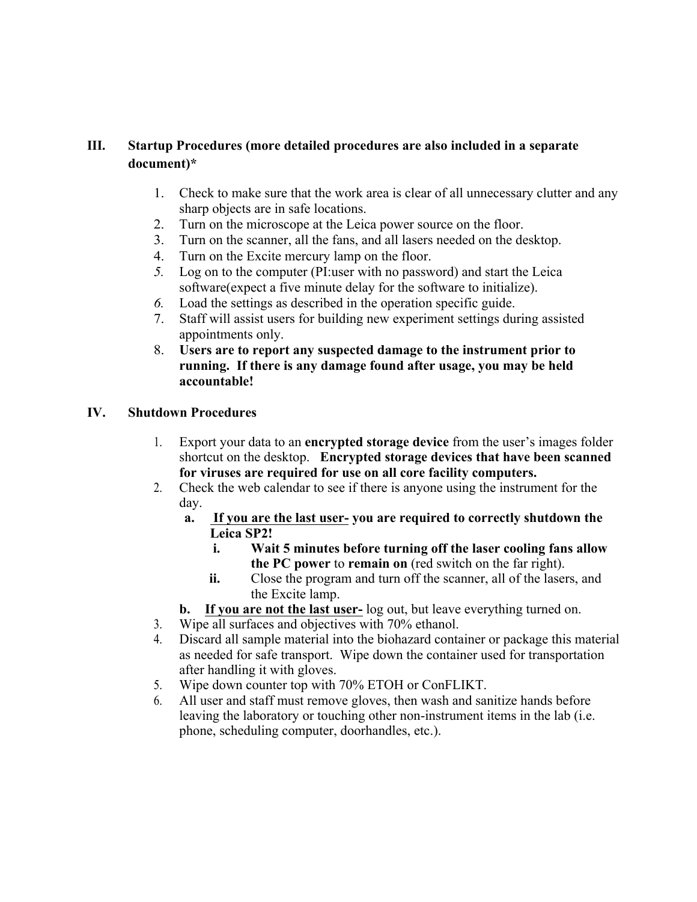## III. Startup Procedures (more detailed procedures are also included in a separate document)*

1. Check to make sure that the work area is clear of all unnecessary clutter and any sharp objects are in safe locations.
2. Turn on the microscope at the Leica power source on the floor.
3. Turn on the scanner, all the fans, and all lasers needed on the desktop.
4. Turn on the Excite mercury lamp on the floor.
5. Log on to the computer (PI:user with no password) and start the Leica software(expect a five minute delay for the software to initialize).
6. Load the settings as described in the operation specific guide.
7. Staff will assist users for building new experiment settings during assisted appointments only.
8. **Users are to report any suspected damage to the instrument prior to running. If there is any damage found after usage, you may be held accountable!**

## IV. Shutdown Procedures

1. Export your data to an **encrypted storage device** from the user's images folder shortcut on the desktop. **Encrypted storage devices that have been scanned for viruses are required for use on all core facility computers.**
2. Check the web calendar to see if there is anyone using the instrument for the day.
   - **a. <u>If you are the last user-</u> you are required to correctly shutdown the Leica SP2!**
     - **i. Wait 5 minutes before turning off the laser cooling fans allow the PC power** to **remain on** (red switch on the far right).
     - **ii.** Close the program and turn off the scanner, all of the lasers, and the Excite lamp.
   - **b. <u>If you are not the last user-</u>** log out, but leave everything turned on.
3. Wipe all surfaces and objectives with 70% ethanol.
4. Discard all sample material into the biohazard container or package this material as needed for safe transport. Wipe down the container used for transportation after handling it with gloves.
5. Wipe down counter top with 70% ETOH or ConFLIKT.
6. All user and staff must remove gloves, then wash and sanitize hands before leaving the laboratory or touching other non-instrument items in the lab (i.e. phone, scheduling computer, doorhandles, etc.).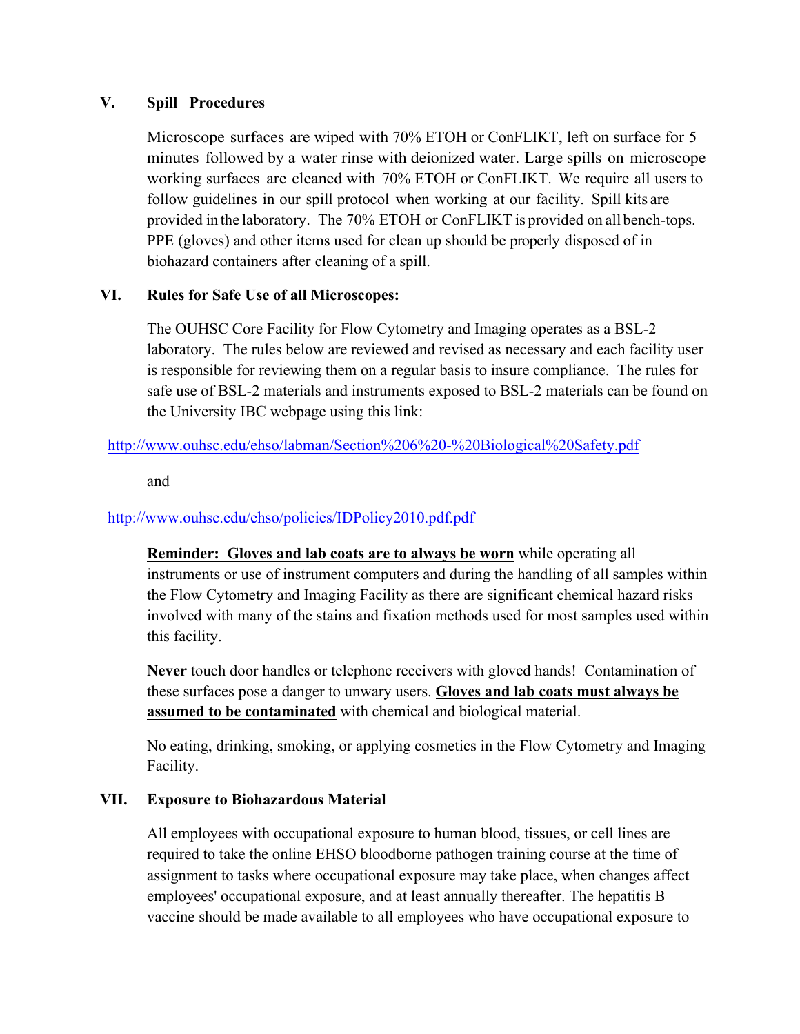## V. Spill Procedures

Microscope surfaces are wiped with 70% ETOH or ConFLIKT, left on surface for 5 minutes followed by a water rinse with deionized water. Large spills on microscope working surfaces are cleaned with 70% ETOH or ConFLIKT. We require all users to follow guidelines in our spill protocol when working at our facility. Spill kits are provided in the laboratory. The 70% ETOH or ConFLIKT is provided on all bench-tops. PPE (gloves) and other items used for clean up should be properly disposed of in biohazard containers after cleaning of a spill.

## VI. Rules for Safe Use of all Microscopes:

The OUHSC Core Facility for Flow Cytometry and Imaging operates as a BSL-2 laboratory. The rules below are reviewed and revised as necessary and each facility user is responsible for reviewing them on a regular basis to insure compliance. The rules for safe use of BSL-2 materials and instruments exposed to BSL-2 materials can be found on the University IBC webpage using this link:

http://www.ouhsc.edu/ehso/labman/Section%206%20-%20Biological%20Safety.pdf

and

http://www.ouhsc.edu/ehso/policies/IDPolicy2010.pdf.pdf

**Reminder: Gloves and lab coats are to always be worn** while operating all instruments or use of instrument computers and during the handling of all samples within the Flow Cytometry and Imaging Facility as there are significant chemical hazard risks involved with many of the stains and fixation methods used for most samples used within this facility.

**Never** touch door handles or telephone receivers with gloved hands! Contamination of these surfaces pose a danger to unwary users. **Gloves and lab coats must always be assumed to be contaminated** with chemical and biological material.

No eating, drinking, smoking, or applying cosmetics in the Flow Cytometry and Imaging Facility.

## VII. Exposure to Biohazardous Material

All employees with occupational exposure to human blood, tissues, or cell lines are required to take the online EHSO bloodborne pathogen training course at the time of assignment to tasks where occupational exposure may take place, when changes affect employees' occupational exposure, and at least annually thereafter. The hepatitis B vaccine should be made available to all employees who have occupational exposure to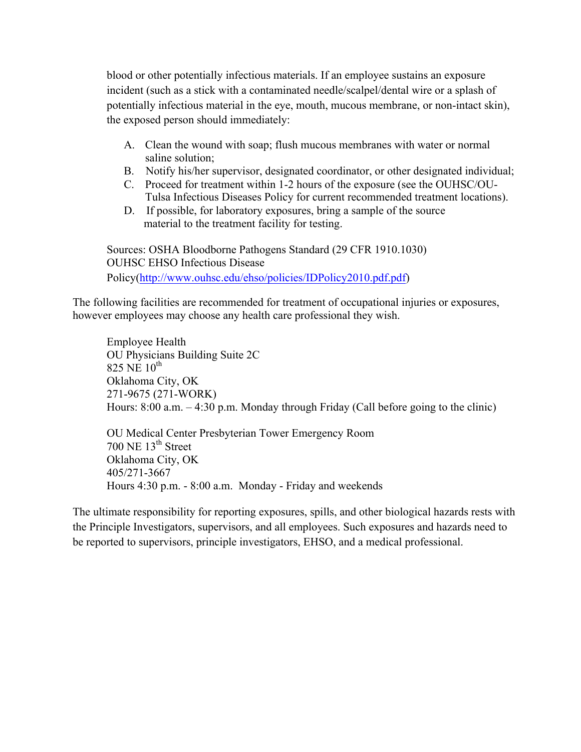blood or other potentially infectious materials. If an employee sustains an exposure incident (such as a stick with a contaminated needle/scalpel/dental wire or a splash of potentially infectious material in the eye, mouth, mucous membrane, or non-intact skin), the exposed person should immediately:

A. Clean the wound with soap; flush mucous membranes with water or normal saline solution;
B. Notify his/her supervisor, designated coordinator, or other designated individual;
C. Proceed for treatment within 1-2 hours of the exposure (see the OUHSC/OU-Tulsa Infectious Diseases Policy for current recommended treatment locations).
D. If possible, for laboratory exposures, bring a sample of the source material to the treatment facility for testing.

Sources: OSHA Bloodborne Pathogens Standard (29 CFR 1910.1030)
OUHSC EHSO Infectious Disease Policy(http://www.ouhsc.edu/ehso/policies/IDPolicy2010.pdf.pdf)

The following facilities are recommended for treatment of occupational injuries or exposures, however employees may choose any health care professional they wish.

Employee Health
OU Physicians Building Suite 2C
825 NE 10th
Oklahoma City, OK
271-9675 (271-WORK)
Hours: 8:00 a.m. – 4:30 p.m. Monday through Friday (Call before going to the clinic)

OU Medical Center Presbyterian Tower Emergency Room
700 NE 13th Street
Oklahoma City, OK
405/271-3667
Hours 4:30 p.m. - 8:00 a.m. Monday - Friday and weekends

The ultimate responsibility for reporting exposures, spills, and other biological hazards rests with the Principle Investigators, supervisors, and all employees. Such exposures and hazards need to be reported to supervisors, principle investigators, EHSO, and a medical professional.